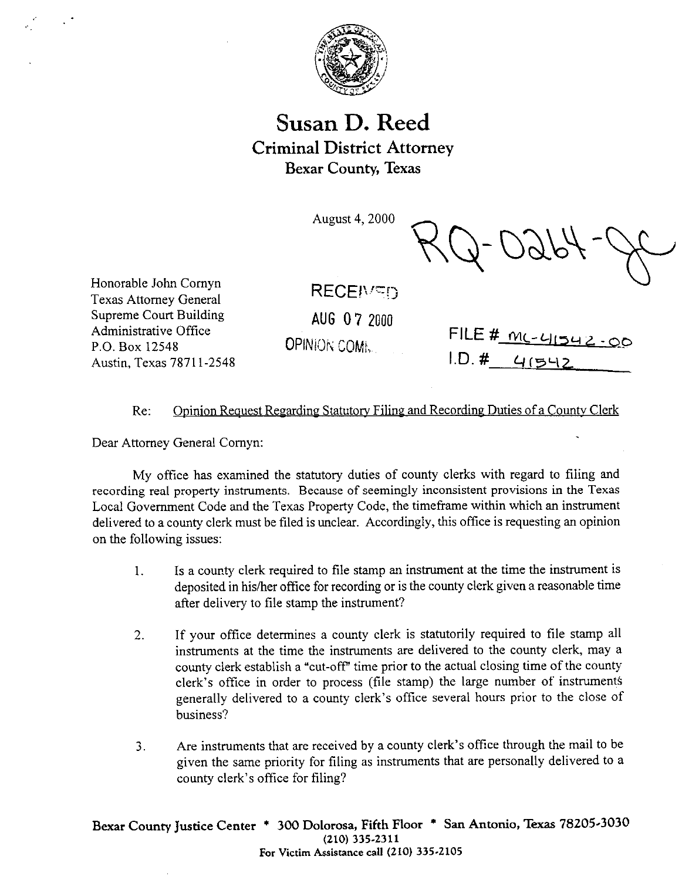# Susan D. Reed

## Criminal District Attorney

## Bexar County, Texas

August 4, 2000

RQ-0264-JC

Honorable John Cornyn
Texas Attorney General
Supreme Court Building
Administrative Office
P.O. Box 12548
Austin, Texas 78711-2548

RECEIVED
AUG 07 2000
OPINION COMM.

FILE # ML-41542-00
I.D. # 41542

Re: Opinion Request Regarding Statutory Filing and Recording Duties of a County Clerk

Dear Attorney General Cornyn:

My office has examined the statutory duties of county clerks with regard to filing and recording real property instruments. Because of seemingly inconsistent provisions in the Texas Local Government Code and the Texas Property Code, the timeframe within which an instrument delivered to a county clerk must be filed is unclear. Accordingly, this office is requesting an opinion on the following issues:

1. Is a county clerk required to file stamp an instrument at the time the instrument is deposited in his/her office for recording or is the county clerk given a reasonable time after delivery to file stamp the instrument?

2. If your office determines a county clerk is statutorily required to file stamp all instruments at the time the instruments are delivered to the county clerk, may a county clerk establish a "cut-off" time prior to the actual closing time of the county clerk's office in order to process (file stamp) the large number of instruments generally delivered to a county clerk's office several hours prior to the close of business?

3. Are instruments that are received by a county clerk's office through the mail to be given the same priority for filing as instruments that are personally delivered to a county clerk's office for filing?

Bexar County Justice Center * 300 Dolorosa, Fifth Floor * San Antonio, Texas 78205-3030
(210) 335-2311
For Victim Assistance call (210) 335-2105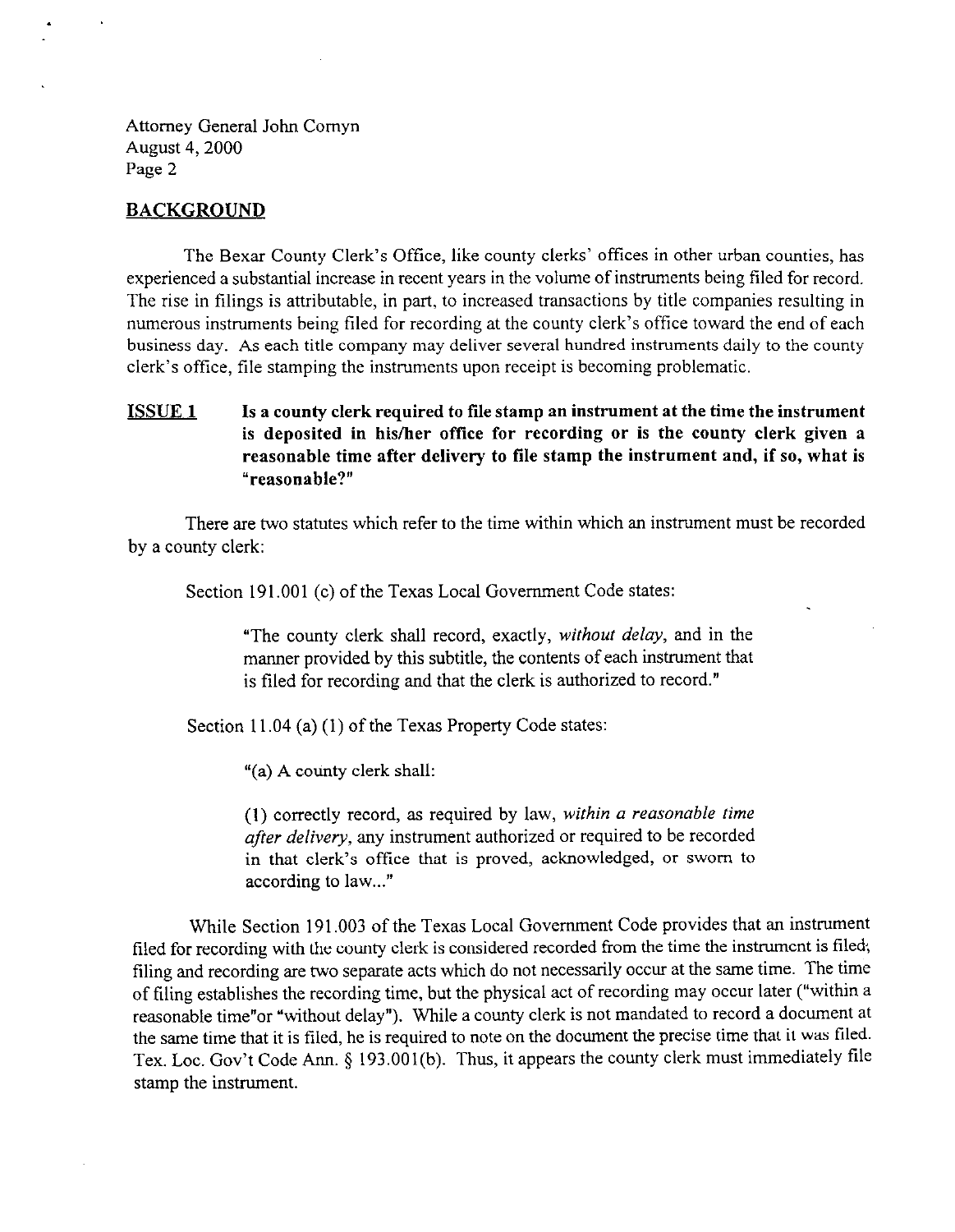## BACKGROUND

The Bexar County Clerk's Office, like county clerks' offices in other urban counties, has experienced a substantial increase in recent years in the volume of instruments being filed for record. The rise in filings is attributable, in part, to increased transactions by title companies resulting in numerous instruments being filed for recording at the county clerk's office toward the end of each business day. As each title company may deliver several hundred instruments daily to the county clerk's office, file stamping the instruments upon receipt is becoming problematic.

**ISSUE 1** **Is a county clerk required to file stamp an instrument at the time the instrument is deposited in his/her office for recording or is the county clerk given a reasonable time after delivery to file stamp the instrument and, if so, what is "reasonable?"**

There are two statutes which refer to the time within which an instrument must be recorded by a county clerk:

Section 191.001 (c) of the Texas Local Government Code states:

> "The county clerk shall record, exactly, *without delay,* and in the manner provided by this subtitle, the contents of each instrument that is filed for recording and that the clerk is authorized to record."

Section 11.04 (a) (1) of the Texas Property Code states:

> "(a) A county clerk shall:
>
> (1) correctly record, as required by law, *within a reasonable time after delivery,* any instrument authorized or required to be recorded in that clerk's office that is proved, acknowledged, or sworn to according to law..."

While Section 191.003 of the Texas Local Government Code provides that an instrument filed for recording with the county clerk is considered recorded from the time the instrument is filed; filing and recording are two separate acts which do not necessarily occur at the same time. The time of filing establishes the recording time, but the physical act of recording may occur later ("within a reasonable time"or "without delay"). While a county clerk is not mandated to record a document at the same time that it is filed, he is required to note on the document the precise time that it was filed. Tex. Loc. Gov't Code Ann. § 193.001(b). Thus, it appears the county clerk must immediately file stamp the instrument.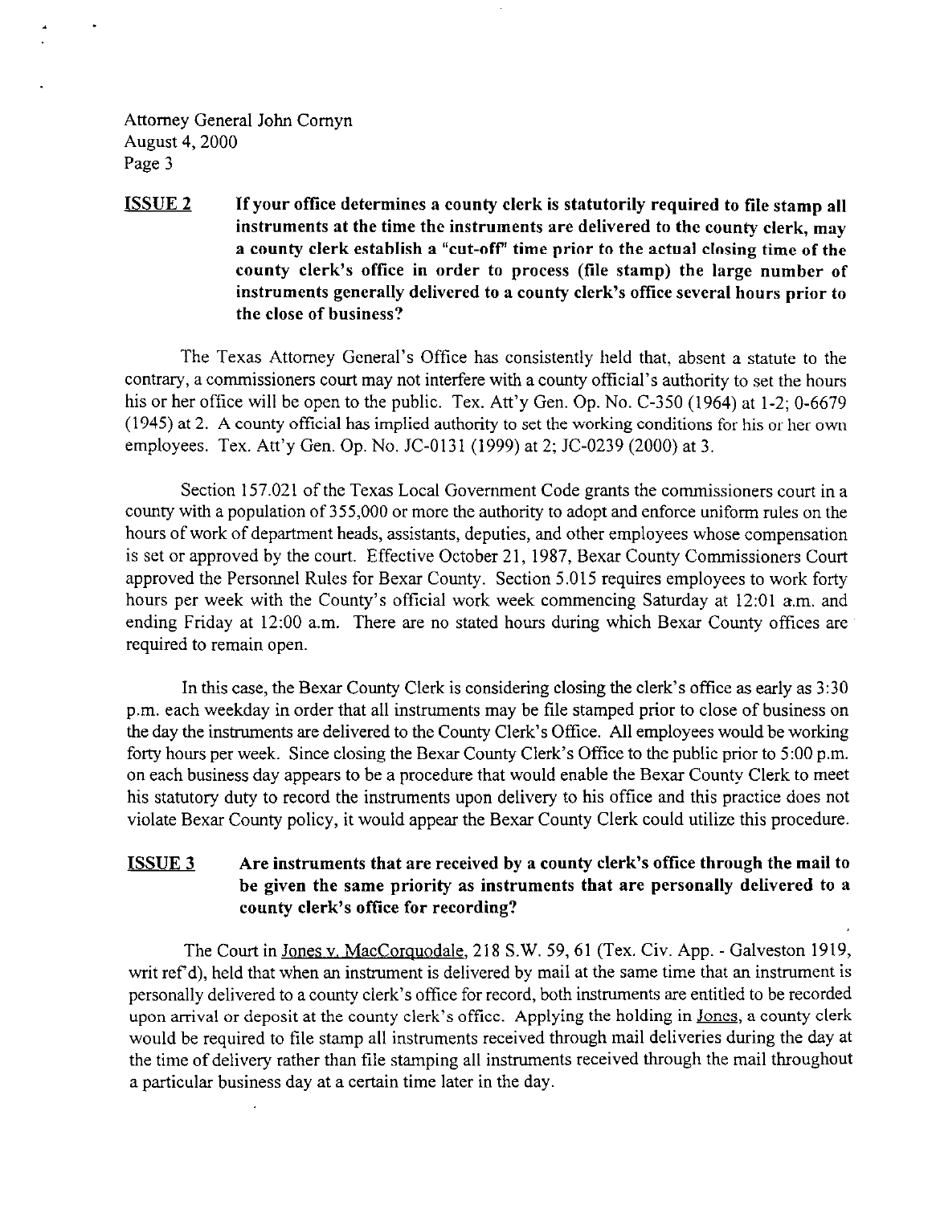Attorney General John Cornyn
August 4, 2000
Page 3

**ISSUE 2** **If your office determines a county clerk is statutorily required to file stamp all instruments at the time the instruments are delivered to the county clerk, may a county clerk establish a "cut-off" time prior to the actual closing time of the county clerk's office in order to process (file stamp) the large number of instruments generally delivered to a county clerk's office several hours prior to the close of business?**

The Texas Attorney General's Office has consistently held that, absent a statute to the contrary, a commissioners court may not interfere with a county official's authority to set the hours his or her office will be open to the public. Tex. Att'y Gen. Op. No. C-350 (1964) at 1-2; 0-6679 (1945) at 2. A county official has implied authority to set the working conditions for his or her own employees. Tex. Att'y Gen. Op. No. JC-0131 (1999) at 2; JC-0239 (2000) at 3.

Section 157.021 of the Texas Local Government Code grants the commissioners court in a county with a population of 355,000 or more the authority to adopt and enforce uniform rules on the hours of work of department heads, assistants, deputies, and other employees whose compensation is set or approved by the court. Effective October 21, 1987, Bexar County Commissioners Court approved the Personnel Rules for Bexar County. Section 5.015 requires employees to work forty hours per week with the County's official work week commencing Saturday at 12:01 a.m. and ending Friday at 12:00 a.m. There are no stated hours during which Bexar County offices are required to remain open.

In this case, the Bexar County Clerk is considering closing the clerk's office as early as 3:30 p.m. each weekday in order that all instruments may be file stamped prior to close of business on the day the instruments are delivered to the County Clerk's Office. All employees would be working forty hours per week. Since closing the Bexar County Clerk's Office to the public prior to 5:00 p.m. on each business day appears to be a procedure that would enable the Bexar County Clerk to meet his statutory duty to record the instruments upon delivery to his office and this practice does not violate Bexar County policy, it would appear the Bexar County Clerk could utilize this procedure.

**ISSUE 3** **Are instruments that are received by a county clerk's office through the mail to be given the same priority as instruments that are personally delivered to a county clerk's office for recording?**

The Court in Jones v. MacCorquodale, 218 S.W. 59, 61 (Tex. Civ. App. - Galveston 1919, writ ref'd), held that when an instrument is delivered by mail at the same time that an instrument is personally delivered to a county clerk's office for record, both instruments are entitled to be recorded upon arrival or deposit at the county clerk's office. Applying the holding in Jones, a county clerk would be required to file stamp all instruments received through mail deliveries during the day at the time of delivery rather than file stamping all instruments received through the mail throughout a particular business day at a certain time later in the day.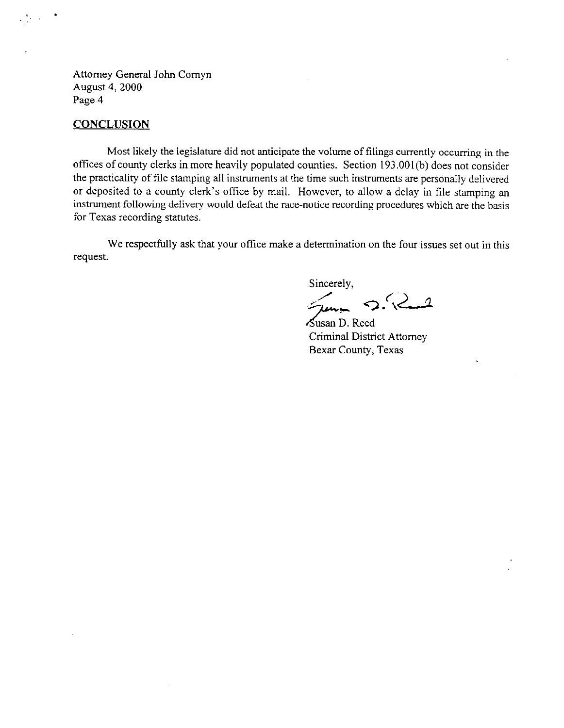Attorney General John Cornyn
August 4, 2000
Page 4

## CONCLUSION

Most likely the legislature did not anticipate the volume of filings currently occurring in the offices of county clerks in more heavily populated counties. Section 193.001(b) does not consider the practicality of file stamping all instruments at the time such instruments are personally delivered or deposited to a county clerk's office by mail. However, to allow a delay in file stamping an instrument following delivery would defeat the race-notice recording procedures which are the basis for Texas recording statutes.

We respectfully ask that your office make a determination on the four issues set out in this request.

Sincerely,

Susan D. Reed
Criminal District Attorney
Bexar County, Texas